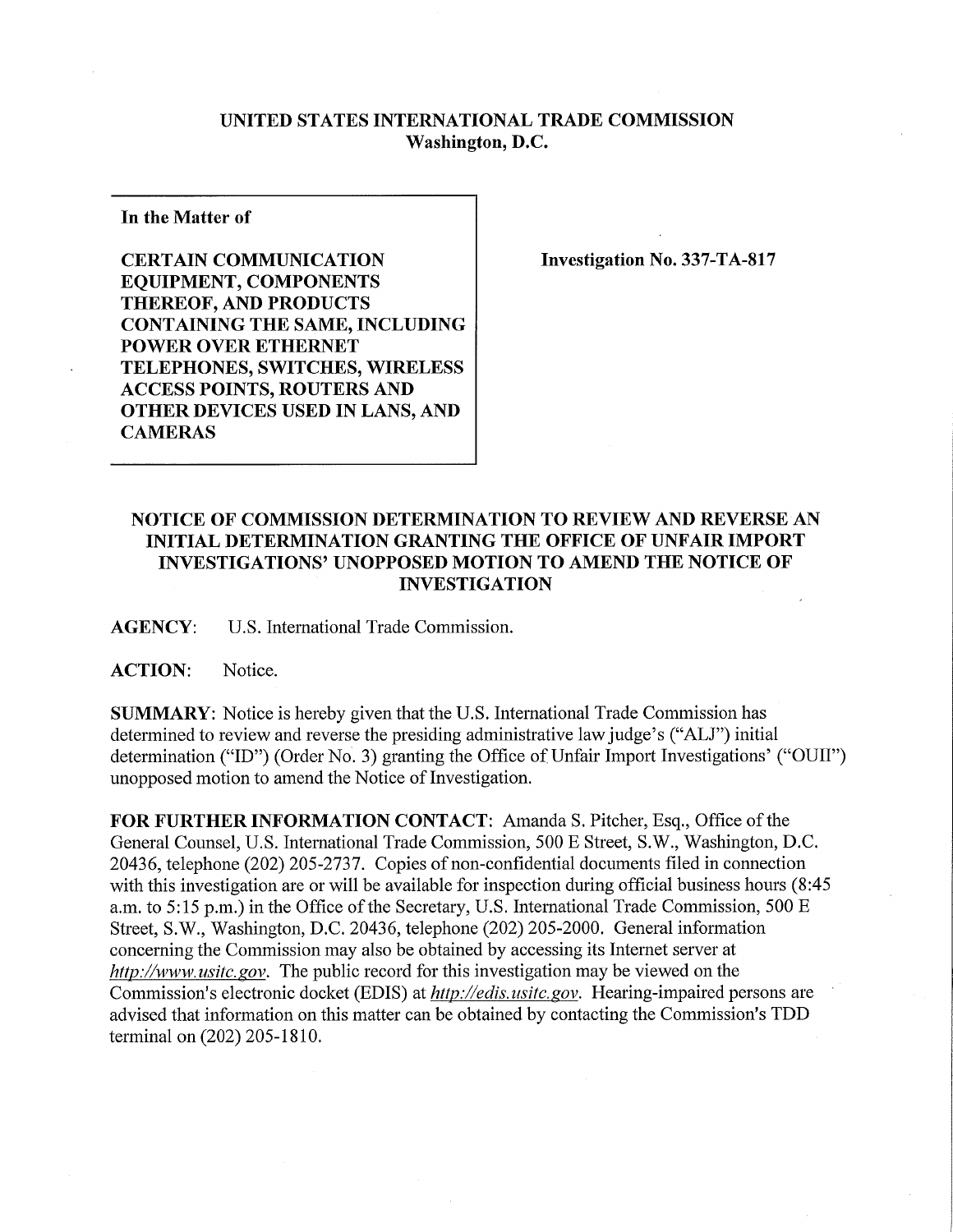# UNITED STATES INTERNATIONAL TRADE COMMISSION
## Washington, D.C.

**In the Matter of**

**CERTAIN COMMUNICATION EQUIPMENT, COMPONENTS THEREOF, AND PRODUCTS CONTAINING THE SAME, INCLUDING POWER OVER ETHERNET TELEPHONES, SWITCHES, WIRELESS ACCESS POINTS, ROUTERS AND OTHER DEVICES USED IN LANS, AND CAMERAS**

**Investigation No. 337-TA-817**

## NOTICE OF COMMISSION DETERMINATION TO REVIEW AND REVERSE AN INITIAL DETERMINATION GRANTING THE OFFICE OF UNFAIR IMPORT INVESTIGATIONS' UNOPPOSED MOTION TO AMEND THE NOTICE OF INVESTIGATION

**AGENCY:** U.S. International Trade Commission.

**ACTION:** Notice.

**SUMMARY:** Notice is hereby given that the U.S. International Trade Commission has determined to review and reverse the presiding administrative law judge's ("ALJ") initial determination ("ID") (Order No. 3) granting the Office of Unfair Import Investigations' ("OUII") unopposed motion to amend the Notice of Investigation.

**FOR FURTHER INFORMATION CONTACT:** Amanda S. Pitcher, Esq., Office of the General Counsel, U.S. International Trade Commission, 500 E Street, S.W., Washington, D.C. 20436, telephone (202) 205-2737. Copies of non-confidential documents filed in connection with this investigation are or will be available for inspection during official business hours (8:45 a.m. to 5:15 p.m.) in the Office of the Secretary, U.S. International Trade Commission, 500 E Street, S.W., Washington, D.C. 20436, telephone (202) 205-2000. General information concerning the Commission may also be obtained by accessing its Internet server at *http://www.usitc.gov*. The public record for this investigation may be viewed on the Commission's electronic docket (EDIS) at *http://edis.usitc.gov*. Hearing-impaired persons are advised that information on this matter can be obtained by contacting the Commission's TDD terminal on (202) 205-1810.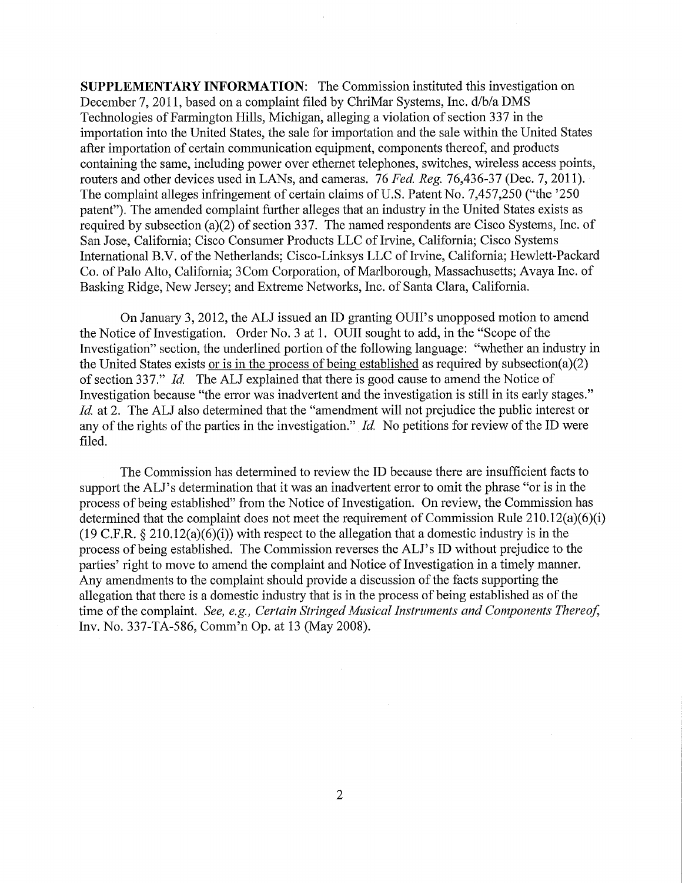**SUPPLEMENTARY INFORMATION**: The Commission instituted this investigation on December 7, 2011, based on a complaint filed by ChriMar Systems, Inc. d/b/a DMS Technologies of Farmington Hills, Michigan, alleging a violation of section 337 in the importation into the United States, the sale for importation and the sale within the United States after importation of certain communication equipment, components thereof, and products containing the same, including power over ethernet telephones, switches, wireless access points, routers and other devices used in LANs, and cameras. 76 *Fed. Reg.* 76,436-37 (Dec. 7, 2011). The complaint alleges infringement of certain claims of U.S. Patent No. 7,457,250 ("the '250 patent"). The amended complaint further alleges that an industry in the United States exists as required by subsection (a)(2) of section 337. The named respondents are Cisco Systems, Inc. of San Jose, California; Cisco Consumer Products LLC of Irvine, California; Cisco Systems International B.V. of the Netherlands; Cisco-Linksys LLC of Irvine, California; Hewlett-Packard Co. of Palo Alto, California; 3Com Corporation, of Marlborough, Massachusetts; Avaya Inc. of Basking Ridge, New Jersey; and Extreme Networks, Inc. of Santa Clara, California.

On January 3, 2012, the ALJ issued an ID granting OUII's unopposed motion to amend the Notice of Investigation. Order No. 3 at 1. OUII sought to add, in the "Scope of the Investigation" section, the underlined portion of the following language: "whether an industry in the United States exists <u>or is in the process of being established</u> as required by subsection(a)(2) of section 337." *Id.* The ALJ explained that there is good cause to amend the Notice of Investigation because "the error was inadvertent and the investigation is still in its early stages." *Id.* at 2. The ALJ also determined that the "amendment will not prejudice the public interest or any of the rights of the parties in the investigation." *Id.* No petitions for review of the ID were filed.

The Commission has determined to review the ID because there are insufficient facts to support the ALJ's determination that it was an inadvertent error to omit the phrase "or is in the process of being established" from the Notice of Investigation. On review, the Commission has determined that the complaint does not meet the requirement of Commission Rule 210.12(a)(6)(i) (19 C.F.R. § 210.12(a)(6)(i)) with respect to the allegation that a domestic industry is in the process of being established. The Commission reverses the ALJ's ID without prejudice to the parties' right to move to amend the complaint and Notice of Investigation in a timely manner. Any amendments to the complaint should provide a discussion of the facts supporting the allegation that there is a domestic industry that is in the process of being established as of the time of the complaint. *See, e.g., Certain Stringed Musical Instruments and Components Thereof*, Inv. No. 337-TA-586, Comm'n Op. at 13 (May 2008).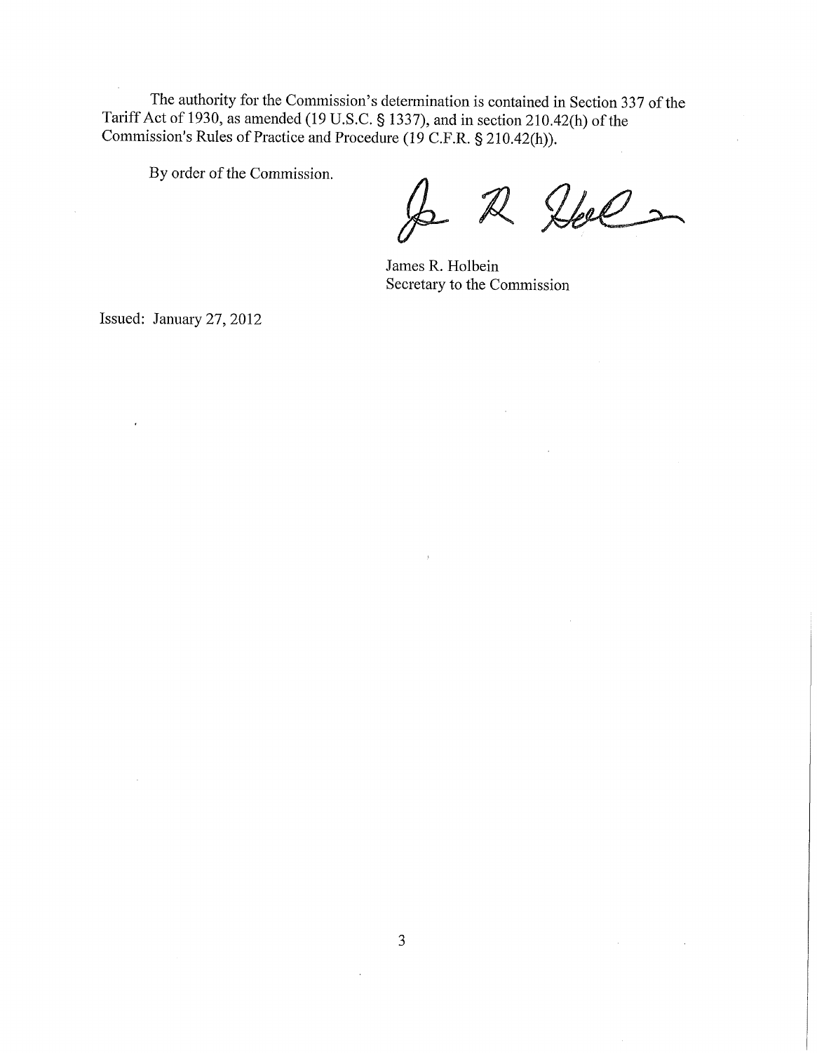The authority for the Commission's determination is contained in Section 337 of the Tariff Act of 1930, as amended (19 U.S.C. § 1337), and in section 210.42(h) of the Commission's Rules of Practice and Procedure (19 C.F.R. § 210.42(h)).

By order of the Commission.

James R. Holbein
Secretary to the Commission

Issued: January 27, 2012